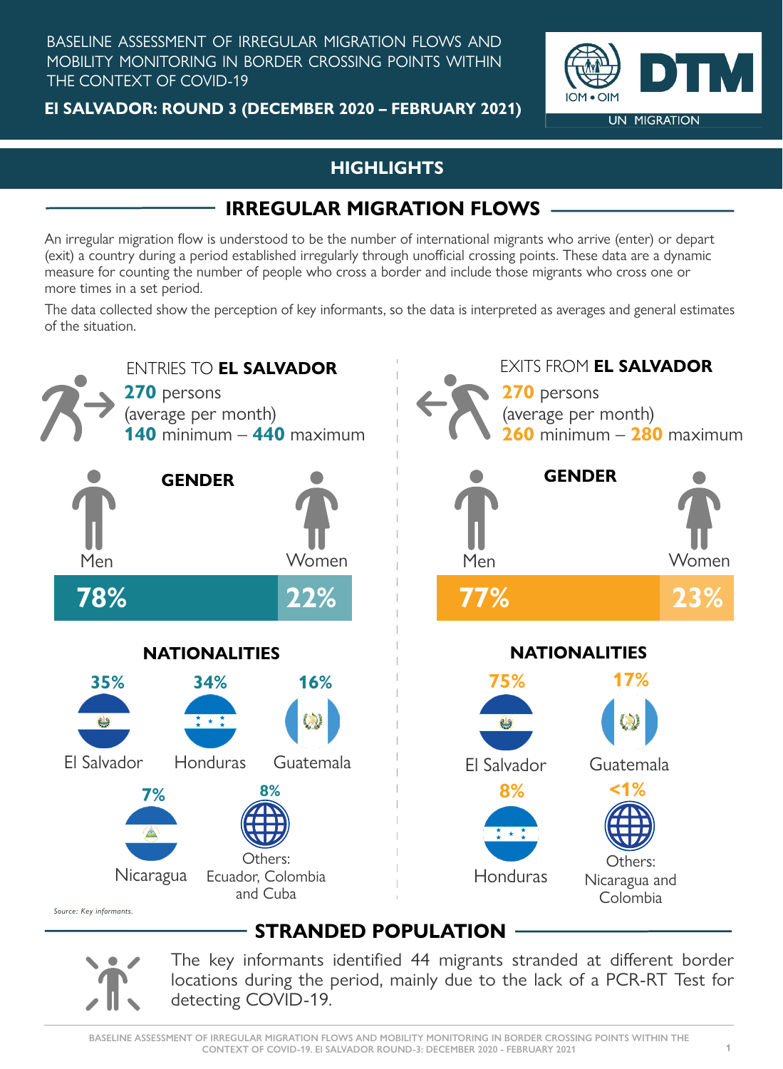BASELINE ASSESSMENT OF IRREGULAR MIGRATION FLOWS AND MOBILITY MONITORING IN BORDER CROSSING POINTS WITHIN THE CONTEXT OF COVID-19

**EL SALVADOR: ROUND 3 (DECEMBER 2020 – FEBRUARY 2021)**

IOM • OIM DTM UN MIGRATION

## HIGHLIGHTS

## IRREGULAR MIGRATION FLOWS

An irregular migration flow is understood to be the number of international migrants who arrive (enter) or depart (exit) a country during a period established irregularly through unofficial crossing points. These data are a dynamic measure for counting the number of people who cross a border and include those migrants who cross one or more times in a set period.

The data collected show the perception of key informants, so the data is interpreted as averages and general estimates of the situation.

### ENTRIES TO **EL SALVADOR**

**270** persons
(average per month)
**140** minimum – **440** maximum

**GENDER**

| Men | Women |
|---|---|
| 78% | 22% |

**NATIONALITIES**

- 35% El Salvador
- 34% Honduras
- 16% Guatemala
- 7% Nicaragua
- 8% Others: Ecuador, Colombia and Cuba

*Source: Key informants.*

### EXITS FROM **EL SALVADOR**

**270** persons
(average per month)
**260** minimum – **280** maximum

**GENDER**

| Men | Women |
|---|---|
| 77% | 23% |

**NATIONALITIES**

- 75% El Salvador
- 17% Guatemala
- 8% Honduras
- <1% Others: Nicaragua and Colombia

## STRANDED POPULATION

The key informants identified 44 migrants stranded at different border locations during the period, mainly due to the lack of a PCR-RT Test for detecting COVID-19.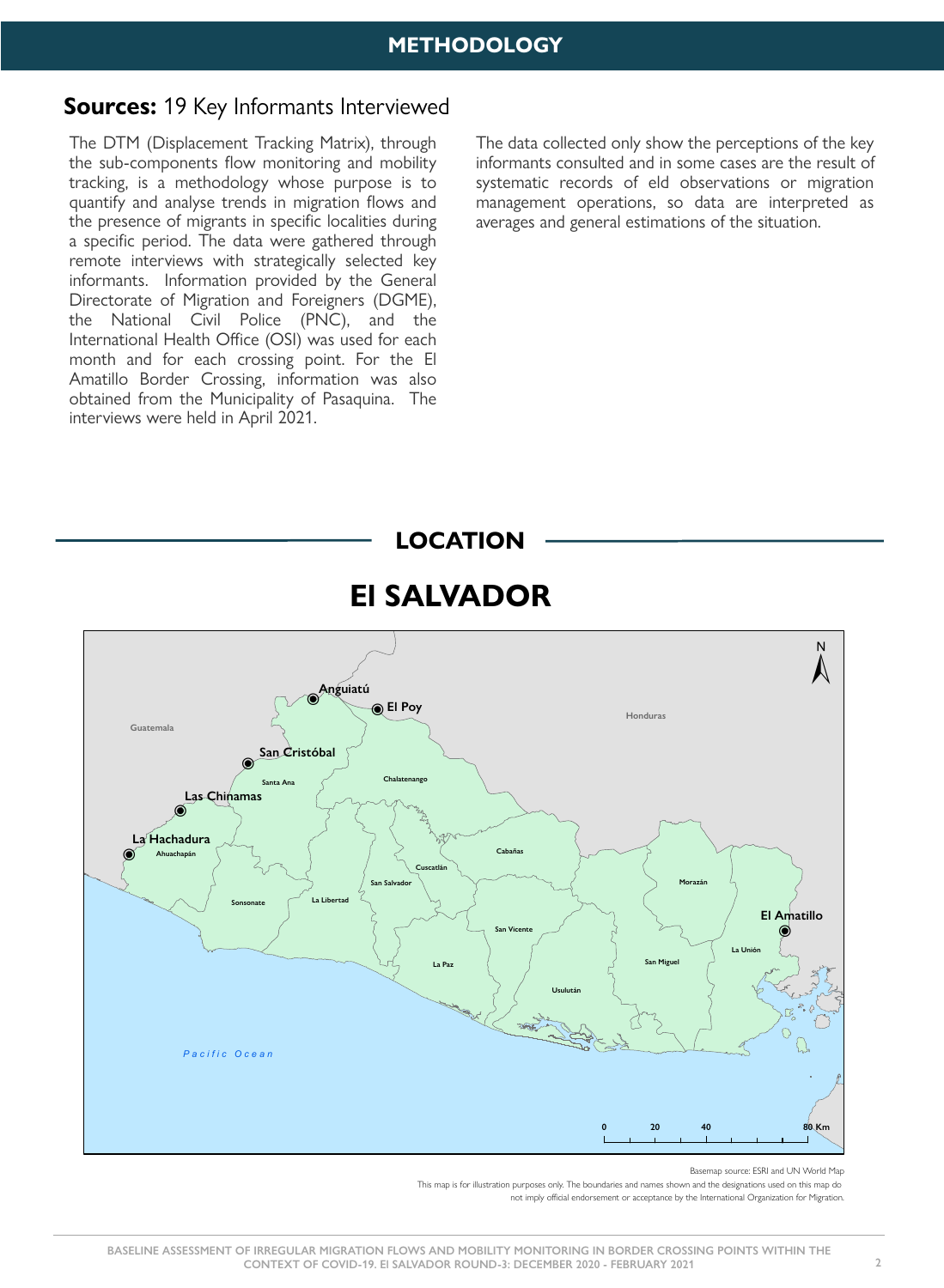# METHODOLOGY

## **Sources:** 19 Key Informants Interviewed

The DTM (Displacement Tracking Matrix), through the sub-components flow monitoring and mobility tracking, is a methodology whose purpose is to quantify and analyse trends in migration flows and the presence of migrants in specific localities during a specific period. The data were gathered through remote interviews with strategically selected key informants. Information provided by the General Directorate of Migration and Foreigners (DGME), the National Civil Police (PNC), and the International Health Office (OSI) was used for each month and for each crossing point. For the El Amatillo Border Crossing, information was also obtained from the Municipality of Pasaquina. The interviews were held in April 2021.

The data collected only show the perceptions of the key informants consulted and in some cases are the result of systematic records of eld observations or migration management operations, so data are interpreted as averages and general estimations of the situation.

## LOCATION

### El SALVADOR

Guatemala

Honduras

Anguiatú

El Poy

San Cristóbal

Las Chinamas

La Hachadura

El Amatillo

Santa Ana

Chalatenango

Ahuachapán

Cabañas

Cuscatlán

San Salvador

Sonsonate

La Libertad

Morazán

San Vicente

La Unión

San Miguel

La Paz

Usulután

Pacific Ocean

0 20 40 80 Km

Basemap source: ESRI and UN World Map

This map is for illustration purposes only. The boundaries and names shown and the designations used on this map do not imply official endorsement or acceptance by the International Organization for Migration.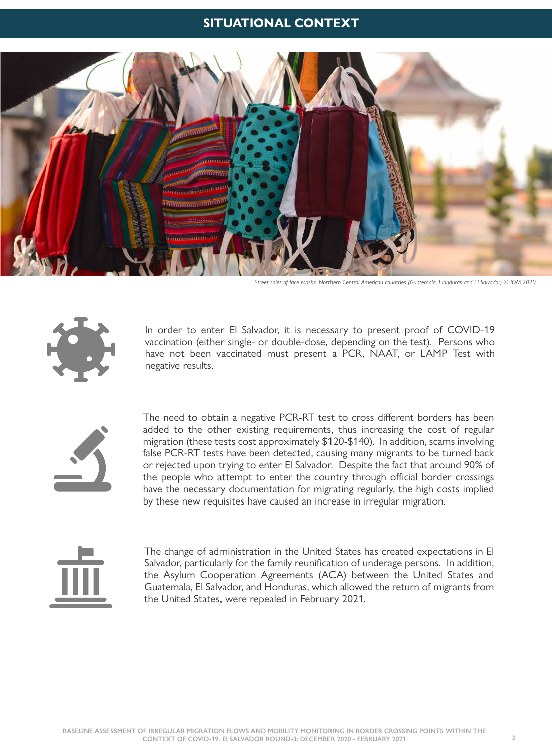## SITUATIONAL CONTEXT

*Street sales of face masks. Northern Central American countries (Guatemala, Honduras and El Salvador) © IOM 2020*

In order to enter El Salvador, it is necessary to present proof of COVID-19 vaccination (either single- or double-dose, depending on the test). Persons who have not been vaccinated must present a PCR, NAAT, or LAMP Test with negative results.

The need to obtain a negative PCR-RT test to cross different borders has been added to the other existing requirements, thus increasing the cost of regular migration (these tests cost approximately $120-$140). In addition, scams involving false PCR-RT tests have been detected, causing many migrants to be turned back or rejected upon trying to enter El Salvador. Despite the fact that around 90% of the people who attempt to enter the country through official border crossings have the necessary documentation for migrating regularly, the high costs implied by these new requisites have caused an increase in irregular migration.

The change of administration in the United States has created expectations in El Salvador, particularly for the family reunification of underage persons. In addition, the Asylum Cooperation Agreements (ACA) between the United States and Guatemala, El Salvador, and Honduras, which allowed the return of migrants from the United States, were repealed in February 2021.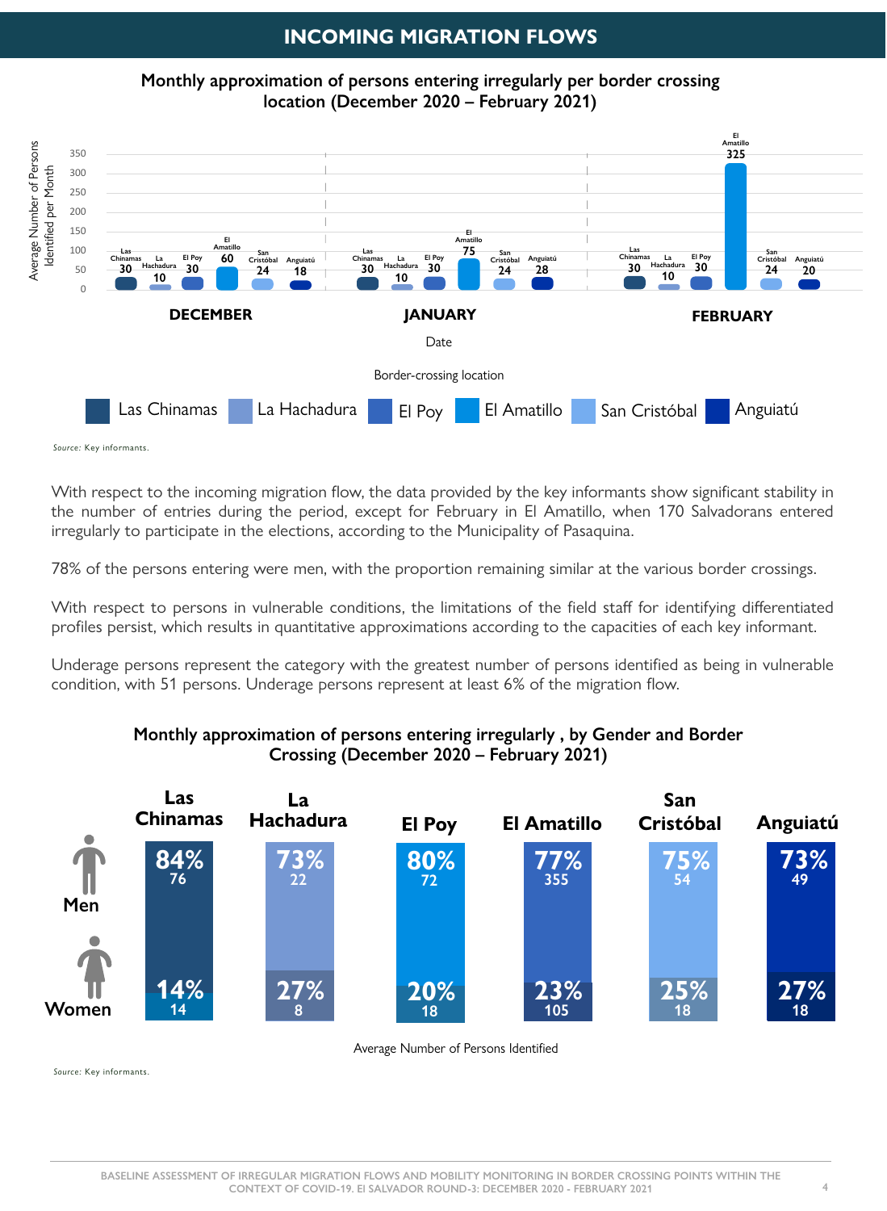## INCOMING MIGRATION FLOWS

**Monthly approximation of persons entering irregularly per border crossing location (December 2020 – February 2021)**

| Border-crossing location | DECEMBER | JANUARY | FEBRUARY |
|---|---|---|---|
| Las Chinamas | 30 | 30 | 30 |
| La Hachadura | 10 | 10 | 10 |
| El Poy | 30 | 30 | 30 |
| El Amatillo | 60 | 75 | 325 |
| San Cristóbal | 24 | 24 | 24 |
| Anguiatú | 18 | 28 | 20 |

*Source:* Key informants.

With respect to the incoming migration flow, the data provided by the key informants show significant stability in the number of entries during the period, except for February in El Amatillo, when 170 Salvadorans entered irregularly to participate in the elections, according to the Municipality of Pasaquina.

78% of the persons entering were men, with the proportion remaining similar at the various border crossings.

With respect to persons in vulnerable conditions, the limitations of the field staff for identifying differentiated profiles persist, which results in quantitative approximations according to the capacities of each key informant.

Underage persons represent the category with the greatest number of persons identified as being in vulnerable condition, with 51 persons. Underage persons represent at least 6% of the migration flow.

**Monthly approximation of persons entering irregularly , by Gender and Border Crossing (December 2020 – February 2021)**

| | Las Chinamas | La Hachadura | El Poy | El Amatillo | San Cristóbal | Anguiatú |
|---|---|---|---|---|---|---|
| Men | 84% (76) | 73% (22) | 80% (72) | 77% (355) | 75% (54) | 73% (49) |
| Women | 14% (14) | 27% (8) | 20% (18) | 23% (105) | 25% (18) | 27% (18) |

Average Number of Persons Identified

*Source:* Key informants.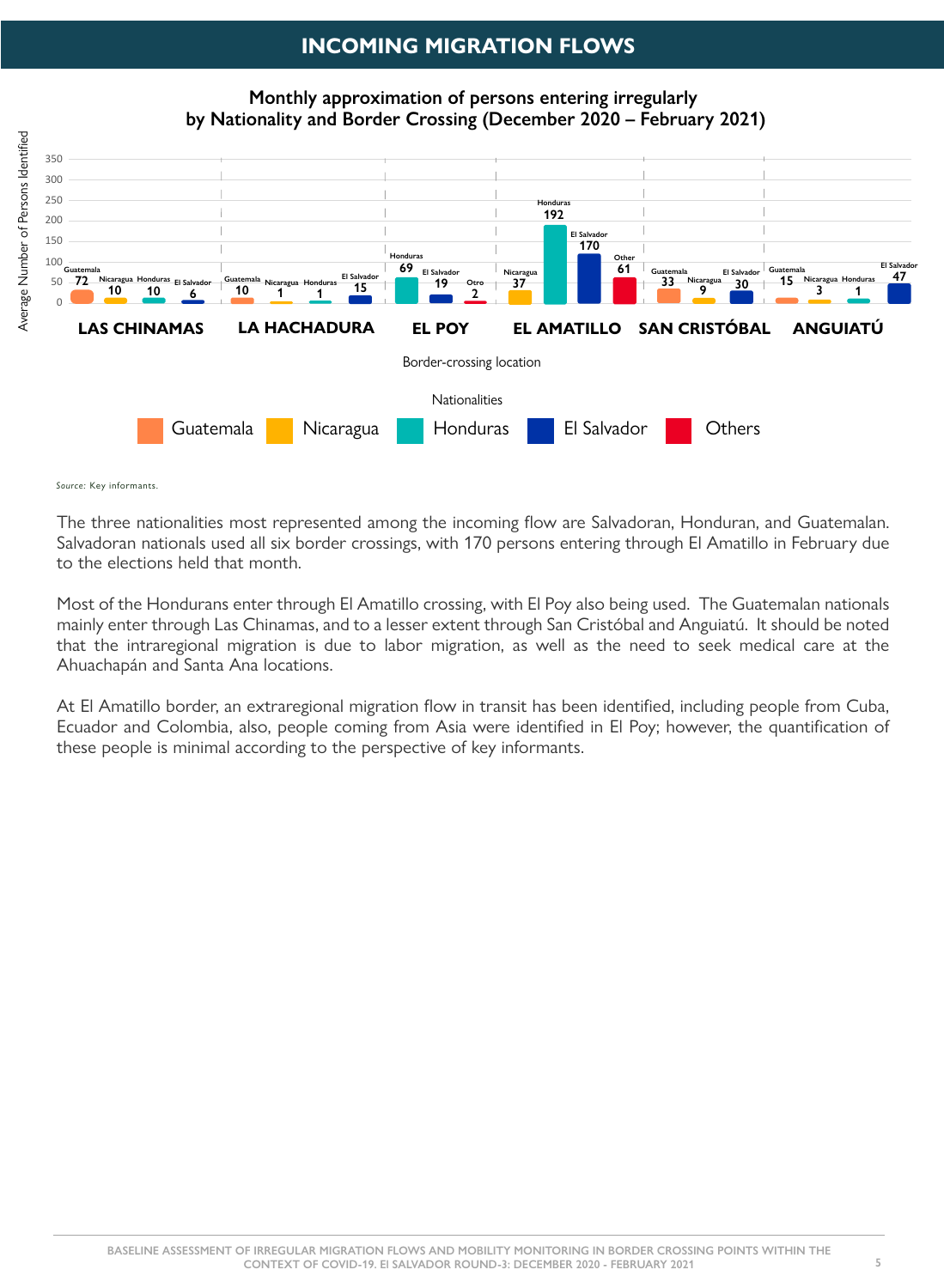# INCOMING MIGRATION FLOWS

**Monthly approximation of persons entering irregularly by Nationality and Border Crossing (December 2020 – February 2021)**

| Border-crossing location | Nationality | Average Number of Persons Identified |
|---|---|---|
| LAS CHINAMAS | Guatemala | 72 |
| LAS CHINAMAS | Nicaragua | 10 |
| LAS CHINAMAS | Honduras | 10 |
| LAS CHINAMAS | El Salvador | 6 |
| LA HACHADURA | Guatemala | 10 |
| LA HACHADURA | Nicaragua | 1 |
| LA HACHADURA | Honduras | 1 |
| LA HACHADURA | El Salvador | 15 |
| EL POY | Honduras | 69 |
| EL POY | El Salvador | 19 |
| EL POY | Otro | 2 |
| EL AMATILLO | Nicaragua | 37 |
| EL AMATILLO | Honduras | 192 |
| EL AMATILLO | El Salvador | 170 |
| EL AMATILLO | Other | 61 |
| SAN CRISTÓBAL | Guatemala | 33 |
| SAN CRISTÓBAL | Nicaragua | 9 |
| SAN CRISTÓBAL | El Salvador | 30 |
| ANGUIATÚ | Guatemala | 15 |
| ANGUIATÚ | Nicaragua | 3 |
| ANGUIATÚ | Honduras | 1 |
| ANGUIATÚ | El Salvador | 47 |

Nationalities: Guatemala, Nicaragua, Honduras, El Salvador, Others

*Source:* Key informants.

The three nationalities most represented among the incoming flow are Salvadoran, Honduran, and Guatemalan. Salvadoran nationals used all six border crossings, with 170 persons entering through El Amatillo in February due to the elections held that month.

Most of the Hondurans enter through El Amatillo crossing, with El Poy also being used. The Guatemalan nationals mainly enter through Las Chinamas, and to a lesser extent through San Cristóbal and Anguiatú. It should be noted that the intraregional migration is due to labor migration, as well as the need to seek medical care at the Ahuachapán and Santa Ana locations.

At El Amatillo border, an extraregional migration flow in transit has been identified, including people from Cuba, Ecuador and Colombia, also, people coming from Asia were identified in El Poy; however, the quantification of these people is minimal according to the perspective of key informants.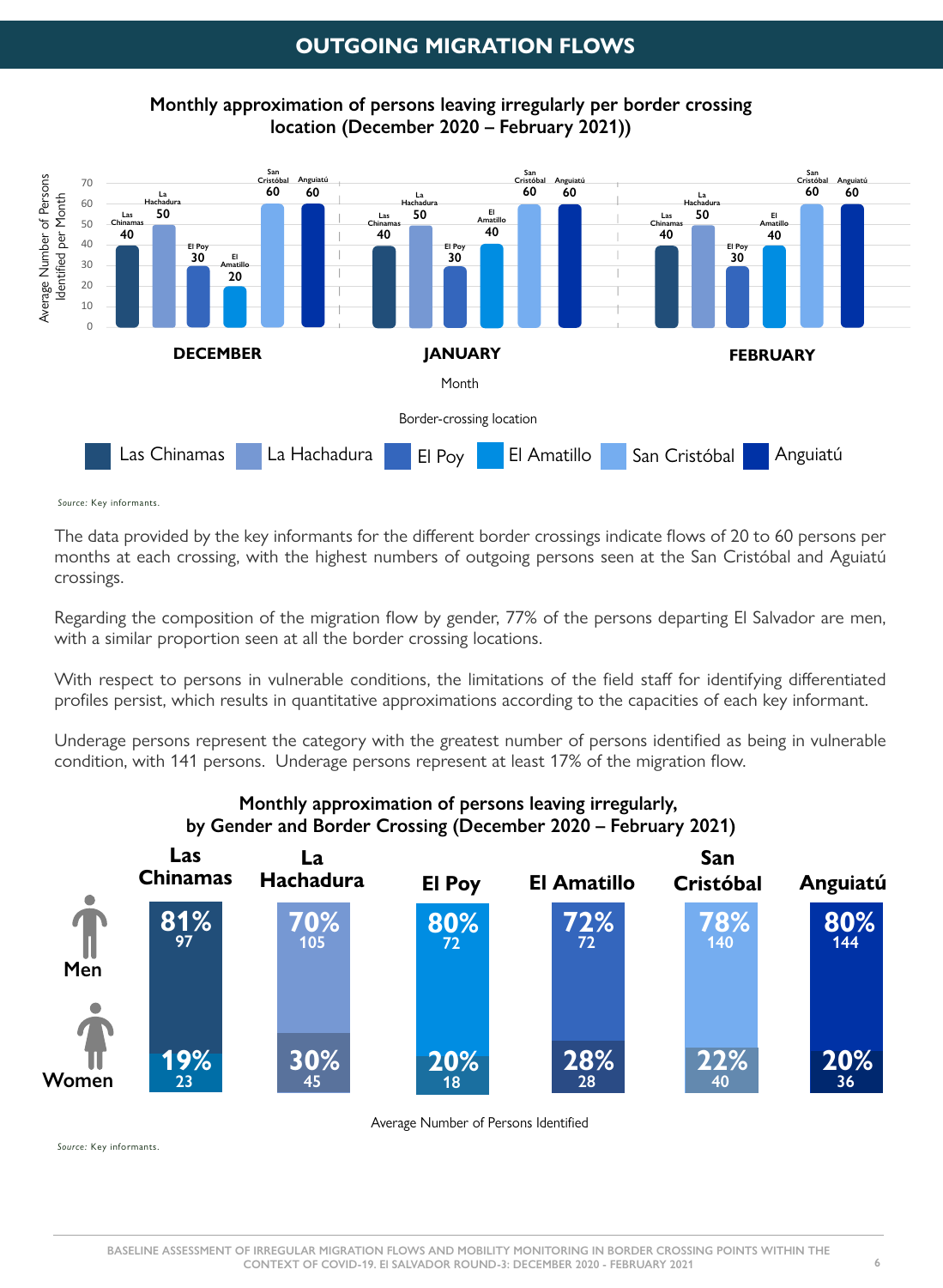## OUTGOING MIGRATION FLOWS

**Monthly approximation of persons leaving irregularly per border crossing location (December 2020 – February 2021))**

| Month | Las Chinamas | La Hachadura | El Poy | El Amatillo | San Cristóbal | Anguiatú |
|---|---|---|---|---|---|---|
| December | 40 | 50 | 30 | 20 | 60 | 60 |
| January | 40 | 50 | 30 | 40 | 60 | 60 |
| February | 40 | 50 | 30 | 40 | 60 | 60 |

Average Number of Persons Identified per Month; Month; Border-crossing location

*Source:* Key informants.

The data provided by the key informants for the different border crossings indicate flows of 20 to 60 persons per months at each crossing, with the highest numbers of outgoing persons seen at the San Cristóbal and Aguiatú crossings.

Regarding the composition of the migration flow by gender, 77% of the persons departing El Salvador are men, with a similar proportion seen at all the border crossing locations.

With respect to persons in vulnerable conditions, the limitations of the field staff for identifying differentiated profiles persist, which results in quantitative approximations according to the capacities of each key informant.

Underage persons represent the category with the greatest number of persons identified as being in vulnerable condition, with 141 persons. Underage persons represent at least 17% of the migration flow.

**Monthly approximation of persons leaving irregularly, by Gender and Border Crossing (December 2020 – February 2021)**

| | Las Chinamas | La Hachadura | El Poy | El Amatillo | San Cristóbal | Anguiatú |
|---|---|---|---|---|---|---|
| Men | 81% (97) | 70% (105) | 80% (72) | 72% (72) | 78% (140) | 80% (144) |
| Women | 19% (23) | 30% (45) | 20% (18) | 28% (28) | 22% (40) | 20% (36) |

Average Number of Persons Identified

*Source:* Key informants.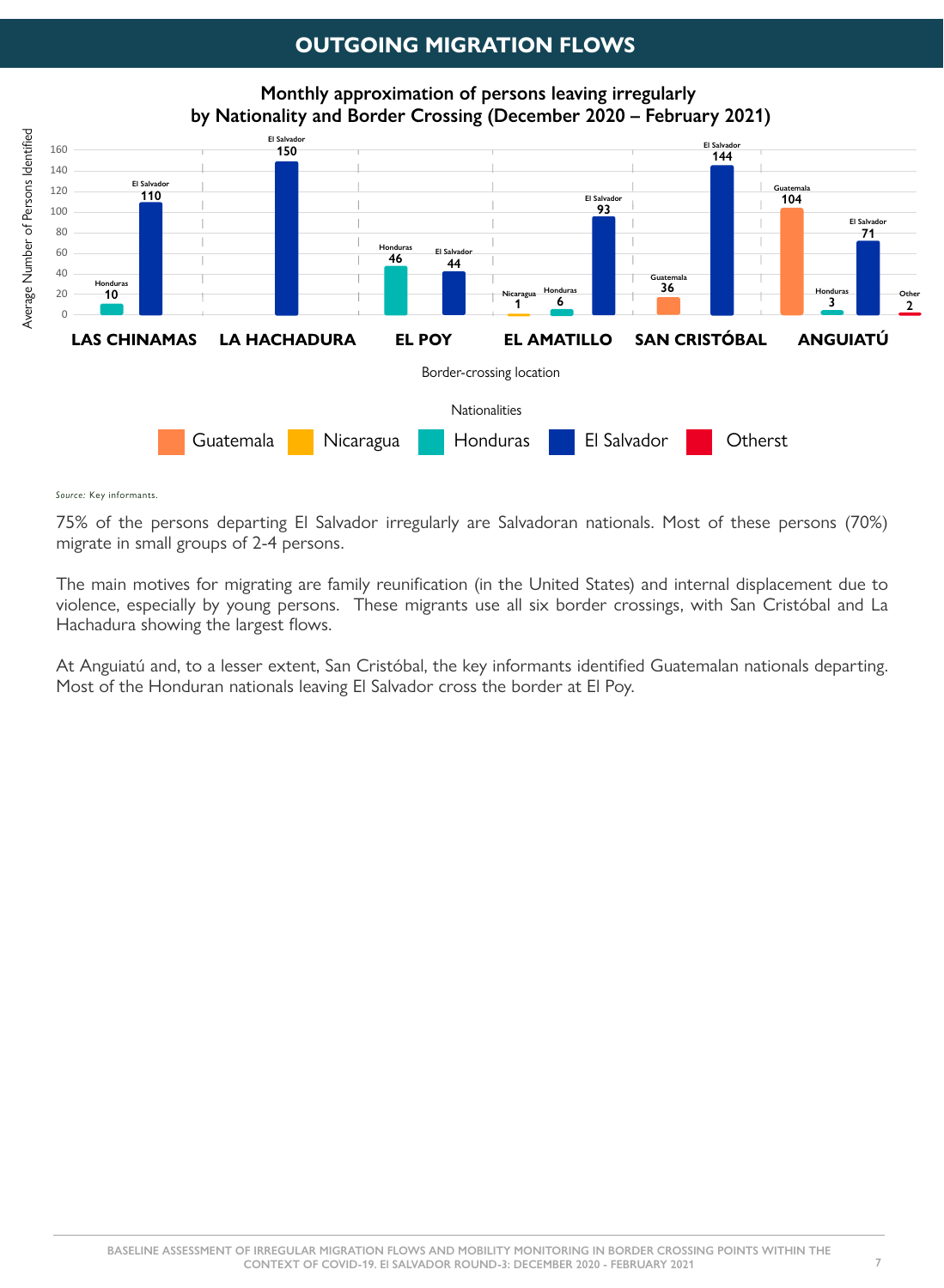## OUTGOING MIGRATION FLOWS

**Monthly approximation of persons leaving irregularly by Nationality and Border Crossing (December 2020 – February 2021)**

| Border-crossing location | Guatemala | Nicaragua | Honduras | El Salvador | Other |
|---|---|---|---|---|---|
| LAS CHINAMAS | | | 10 | 110 | |
| LA HACHADURA | | | | 150 | |
| EL POY | | | 46 | 44 | |
| EL AMATILLO | | 1 | 6 | 93 | |
| SAN CRISTÓBAL | 36 | | | 144 | |
| ANGUIATÚ | 104 | | 3 | 71 | 2 |

Average Number of Persons Identified

Nationalities: Guatemala, Nicaragua, Honduras, El Salvador, Otherst

*Source:* Key informants.

75% of the persons departing El Salvador irregularly are Salvadoran nationals. Most of these persons (70%) migrate in small groups of 2-4 persons.

The main motives for migrating are family reunification (in the United States) and internal displacement due to violence, especially by young persons. These migrants use all six border crossings, with San Cristóbal and La Hachadura showing the largest flows.

At Anguiatú and, to a lesser extent, San Cristóbal, the key informants identified Guatemalan nationals departing. Most of the Honduran nationals leaving El Salvador cross the border at El Poy.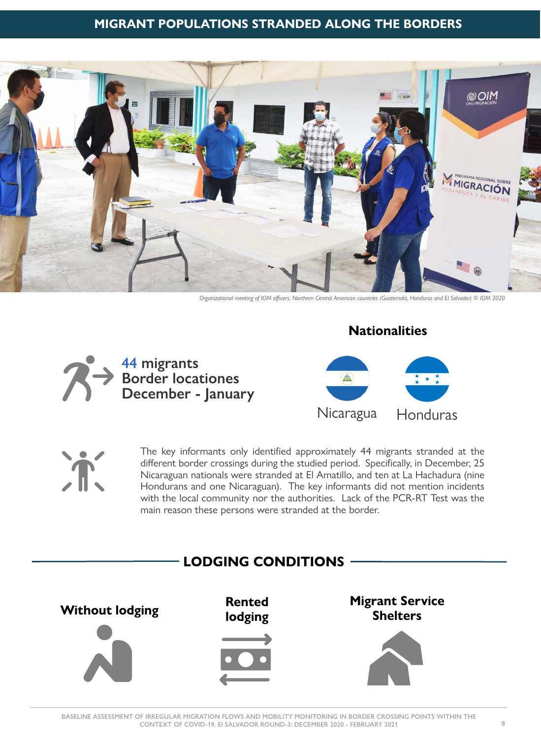# MIGRANT POPULATIONS STRANDED ALONG THE BORDERS

*Organizational meeting of IOM officers. Northern Central American countries (Guatemala, Honduras and El Salvador) © IOM 2020*

**44 migrants**
**Border locations**
**December - January**

## Nationalities

Nicaragua

Honduras

The key informants only identified approximately 44 migrants stranded at the different border crossings during the studied period. Specifically, in December, 25 Nicaraguan nationals were stranded at El Amatillo, and ten at La Hachadura (nine Hondurans and one Nicaraguan). The key informants did not mention incidents with the local community nor the authorities. Lack of the PCR-RT Test was the main reason these persons were stranded at the border.

## LODGING CONDITIONS

**Without lodging**

**Rented lodging**

**Migrant Service Shelters**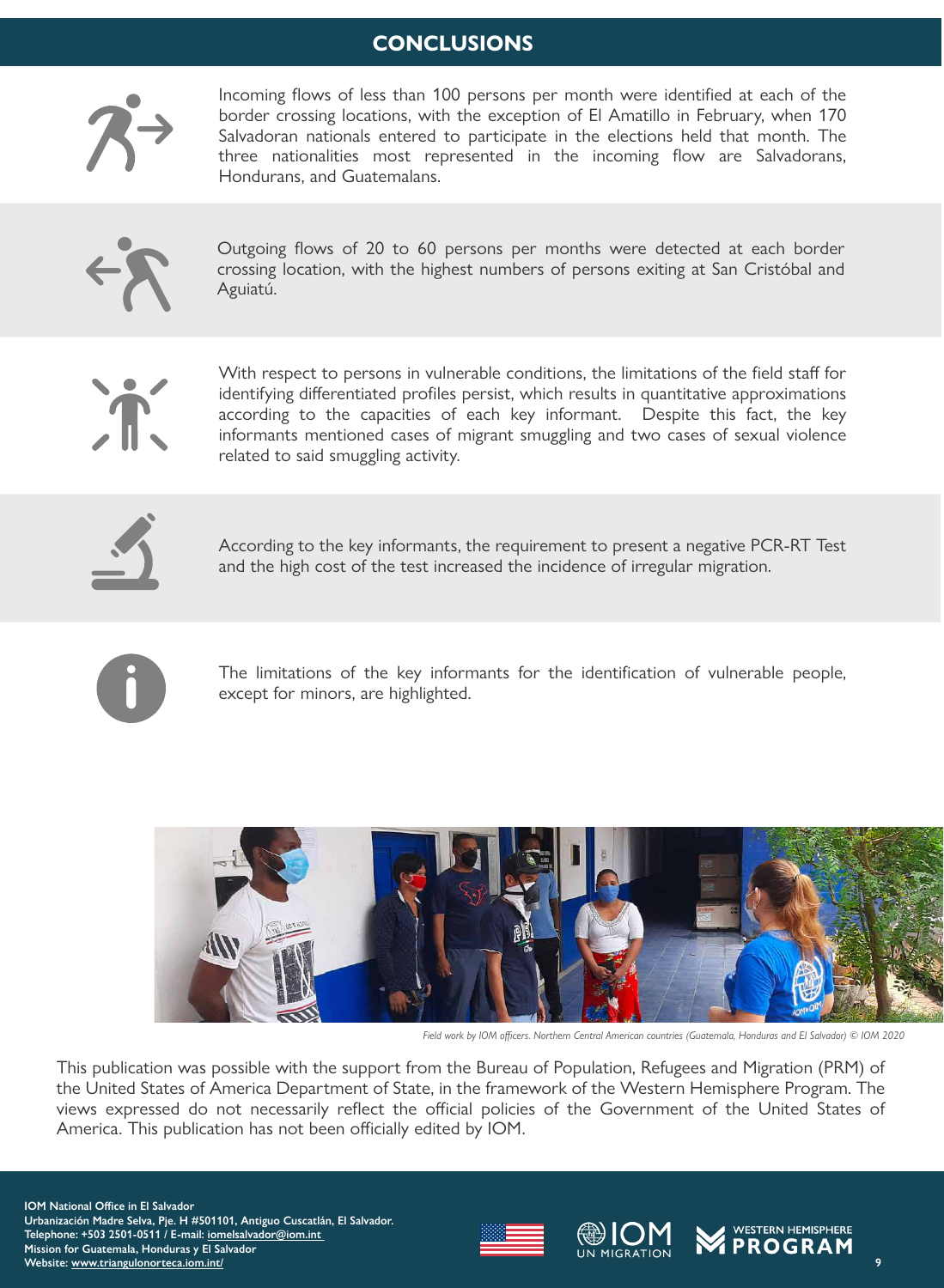# CONCLUSIONS

Incoming flows of less than 100 persons per month were identified at each of the border crossing locations, with the exception of El Amatillo in February, when 170 Salvadoran nationals entered to participate in the elections held that month. The three nationalities most represented in the incoming flow are Salvadorans, Hondurans, and Guatemalans.

Outgoing flows of 20 to 60 persons per months were detected at each border crossing location, with the highest numbers of persons exiting at San Cristóbal and Aguiatú.

With respect to persons in vulnerable conditions, the limitations of the field staff for identifying differentiated profiles persist, which results in quantitative approximations according to the capacities of each key informant. Despite this fact, the key informants mentioned cases of migrant smuggling and two cases of sexual violence related to said smuggling activity.

According to the key informants, the requirement to present a negative PCR-RT Test and the high cost of the test increased the incidence of irregular migration.

The limitations of the key informants for the identification of vulnerable people, except for minors, are highlighted.

*Field work by IOM officers. Northern Central American countries (Guatemala, Honduras and El Salvador) © IOM 2020*

This publication was possible with the support from the Bureau of Population, Refugees and Migration (PRM) of the United States of America Department of State, in the framework of the Western Hemisphere Program. The views expressed do not necessarily reflect the official policies of the Government of the United States of America. This publication has not been officially edited by IOM.

**IOM National Office in El Salvador**
**Urbanización Madre Selva, Pje. H #501101, Antiguo Cuscatlán, El Salvador.**
**Telephone: +503 2501-0511 / E-mail: iomelsalvador@iom.int**
**Mission for Guatemala, Honduras y El Salvador**
**Website: www.triangulonorteca.iom.int/**

IOM UN MIGRATION

WESTERN HEMISPHERE PROGRAM